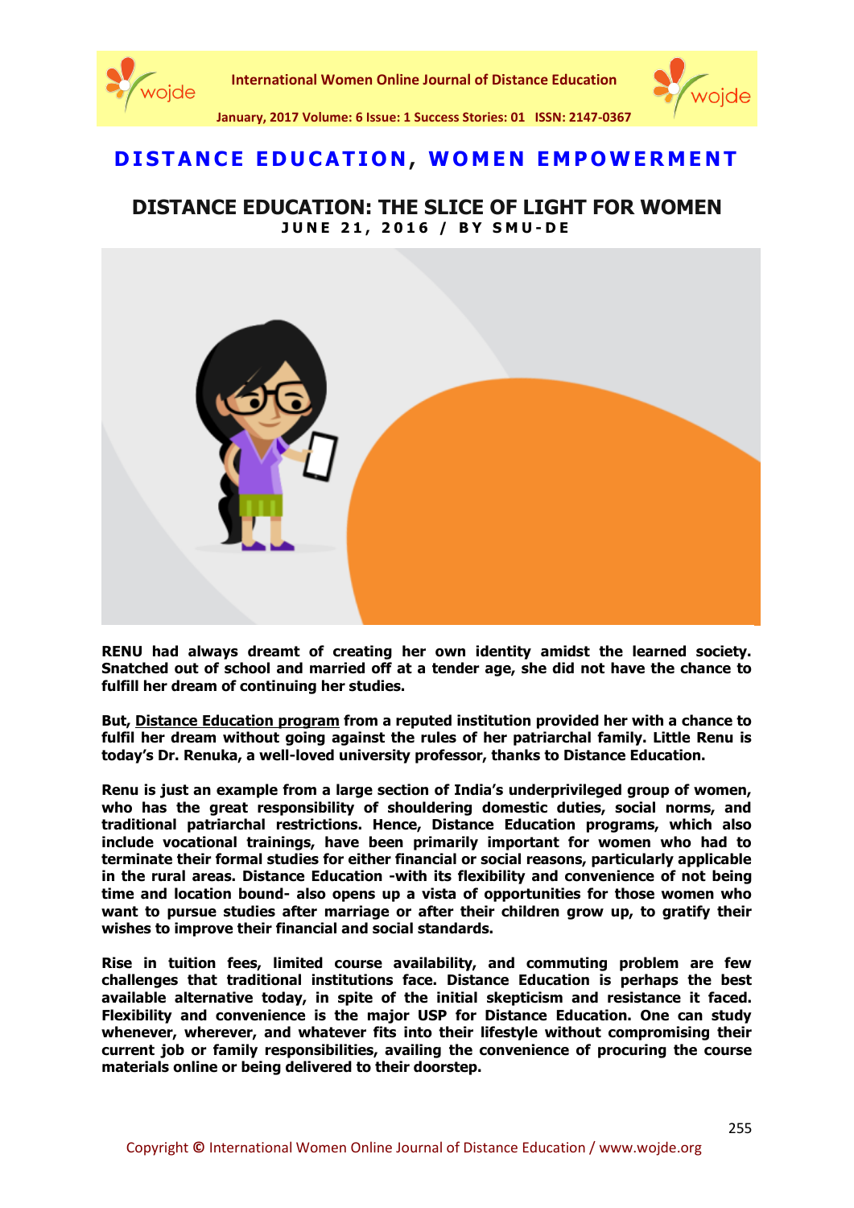**DISTANCE EDUCATION, WOMEN EMPOWERMENT**

# DISTANCE EDUCATION: THE SLICE OF LIGHT FOR WOMEN

**JUNE 21, 2016 / BY SMU-DE**

**RENU had always dreamt of creating her own identity amidst the learned society. Snatched out of school and married off at a tender age, she did not have the chance to fulfill her dream of continuing her studies.**

**But, Distance Education program from a reputed institution provided her with a chance to fulfil her dream without going against the rules of her patriarchal family. Little Renu is today's Dr. Renuka, a well-loved university professor, thanks to Distance Education.**

**Renu is just an example from a large section of India's underprivileged group of women, who has the great responsibility of shouldering domestic duties, social norms, and traditional patriarchal restrictions. Hence, Distance Education programs, which also include vocational trainings, have been primarily important for women who had to terminate their formal studies for either financial or social reasons, particularly applicable in the rural areas. Distance Education -with its flexibility and convenience of not being time and location bound- also opens up a vista of opportunities for those women who want to pursue studies after marriage or after their children grow up, to gratify their wishes to improve their financial and social standards.**

**Rise in tuition fees, limited course availability, and commuting problem are few challenges that traditional institutions face. Distance Education is perhaps the best available alternative today, in spite of the initial skepticism and resistance it faced. Flexibility and convenience is the major USP for Distance Education. One can study whenever, wherever, and whatever fits into their lifestyle without compromising their current job or family responsibilities, availing the convenience of procuring the course materials online or being delivered to their doorstep.**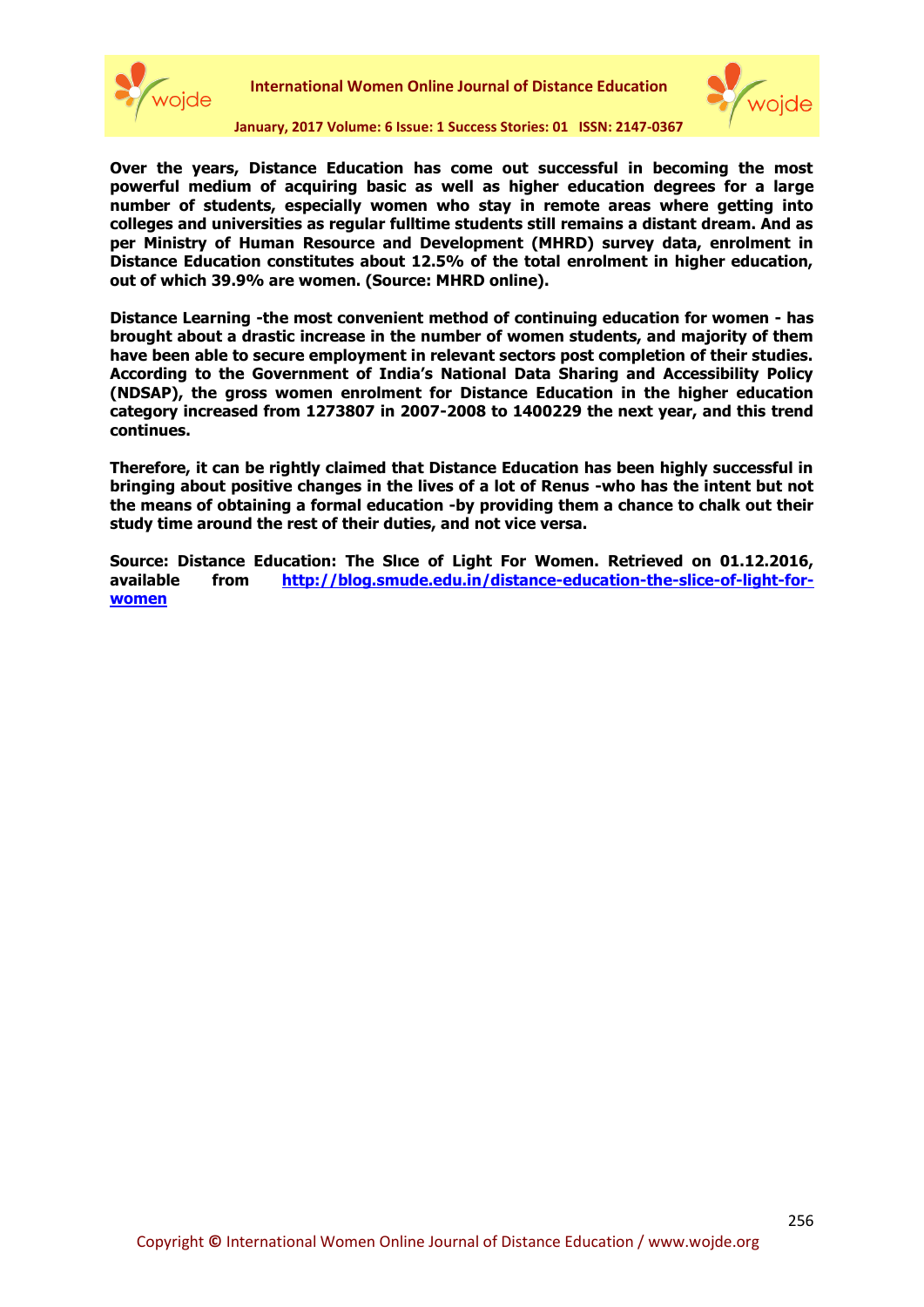**Over the years, Distance Education has come out successful in becoming the most powerful medium of acquiring basic as well as higher education degrees for a large number of students, especially women who stay in remote areas where getting into colleges and universities as regular fulltime students still remains a distant dream. And as per Ministry of Human Resource and Development (MHRD) survey data, enrolment in Distance Education constitutes about 12.5% of the total enrolment in higher education, out of which 39.9% are women. (Source: MHRD online).**

**Distance Learning -the most convenient method of continuing education for women - has brought about a drastic increase in the number of women students, and majority of them have been able to secure employment in relevant sectors post completion of their studies. According to the Government of India's National Data Sharing and Accessibility Policy (NDSAP), the gross women enrolment for Distance Education in the higher education category increased from 1273807 in 2007-2008 to 1400229 the next year, and this trend continues.**

**Therefore, it can be rightly claimed that Distance Education has been highly successful in bringing about positive changes in the lives of a lot of Renus -who has the intent but not the means of obtaining a formal education -by providing them a chance to chalk out their study time around the rest of their duties, and not vice versa.**

**Source: Distance Education: The Slıce of Light For Women. Retrieved on 01.12.2016, available from [http://blog.smude.edu.in/distance-education-the-slice-of-light-for-women](http://blog.smude.edu.in/distance-education-the-slice-of-light-for-women)**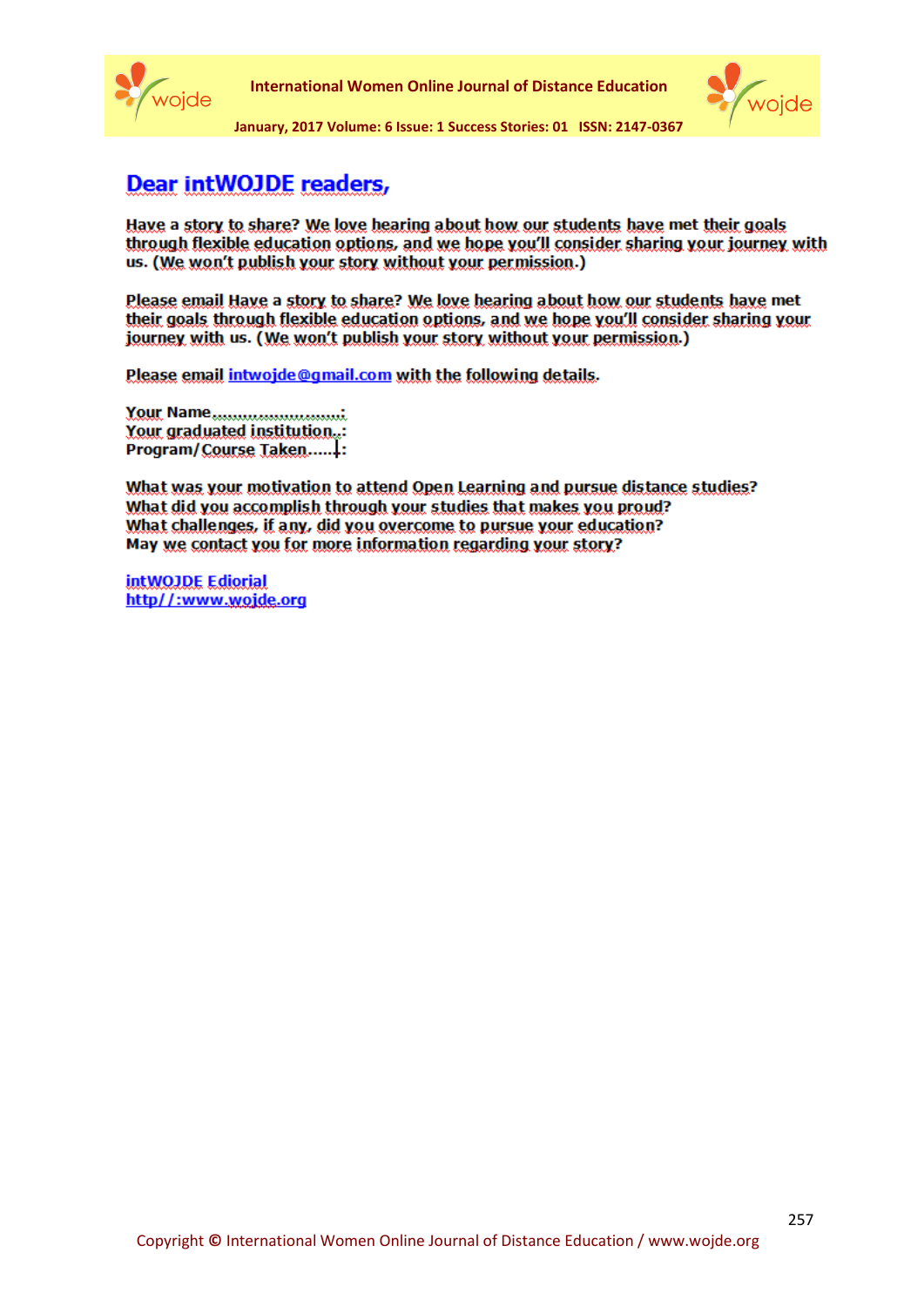# Dear intWOJDE readers,

**Have a story to share? We love hearing about how our students have met their goals through flexible education options, and we hope you'll consider sharing your journey with us. (We won't publish your story without your permission.)**

**Please email Have a story to share? We love hearing about how our students have met their goals through flexible education options, and we hope you'll consider sharing your journey with us. (We won't publish your story without your permission.)**

**Please email intwojde@gmail.com with the following details.**

**Your Name..........................:**
**Your graduated institution..:**
**Program/Course Taken......:**

**What was your motivation to attend Open Learning and pursue distance studies?**
**What did you accomplish through your studies that makes you proud?**
**What challenges, if any, did you overcome to pursue your education?**
**May we contact you for more information regarding your story?**

**intWOJDE Ediorial**
**http//:www.wojde.org**